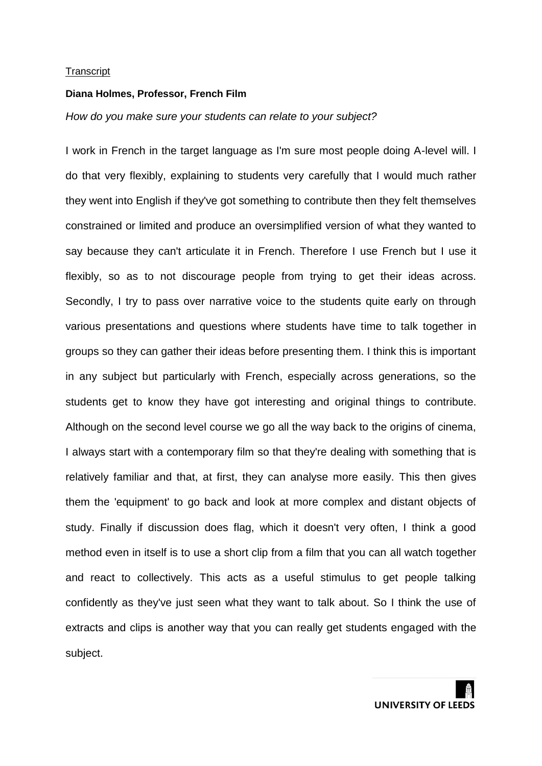Transcript

**Diana Holmes, Professor, French Film**

*How do you make sure your students can relate to your subject?*

I work in French in the target language as I'm sure most people doing A-level will. I do that very flexibly, explaining to students very carefully that I would much rather they went into English if they've got something to contribute then they felt themselves constrained or limited and produce an oversimplified version of what they wanted to say because they can't articulate it in French. Therefore I use French but I use it flexibly, so as to not discourage people from trying to get their ideas across. Secondly, I try to pass over narrative voice to the students quite early on through various presentations and questions where students have time to talk together in groups so they can gather their ideas before presenting them. I think this is important in any subject but particularly with French, especially across generations, so the students get to know they have got interesting and original things to contribute. Although on the second level course we go all the way back to the origins of cinema, I always start with a contemporary film so that they're dealing with something that is relatively familiar and that, at first, they can analyse more easily. This then gives them the 'equipment' to go back and look at more complex and distant objects of study. Finally if discussion does flag, which it doesn't very often, I think a good method even in itself is to use a short clip from a film that you can all watch together and react to collectively. This acts as a useful stimulus to get people talking confidently as they've just seen what they want to talk about. So I think the use of extracts and clips is another way that you can really get students engaged with the subject.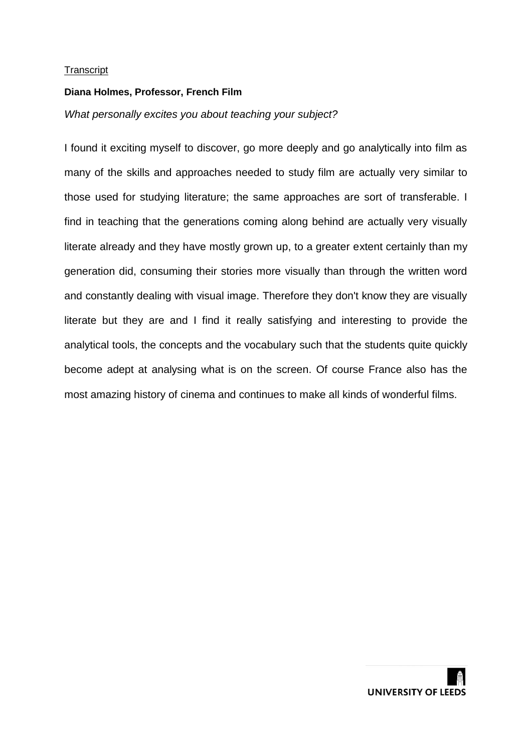Transcript

**Diana Holmes, Professor, French Film**

*What personally excites you about teaching your subject?*

I found it exciting myself to discover, go more deeply and go analytically into film as many of the skills and approaches needed to study film are actually very similar to those used for studying literature; the same approaches are sort of transferable. I find in teaching that the generations coming along behind are actually very visually literate already and they have mostly grown up, to a greater extent certainly than my generation did, consuming their stories more visually than through the written word and constantly dealing with visual image. Therefore they don't know they are visually literate but they are and I find it really satisfying and interesting to provide the analytical tools, the concepts and the vocabulary such that the students quite quickly become adept at analysing what is on the screen. Of course France also has the most amazing history of cinema and continues to make all kinds of wonderful films.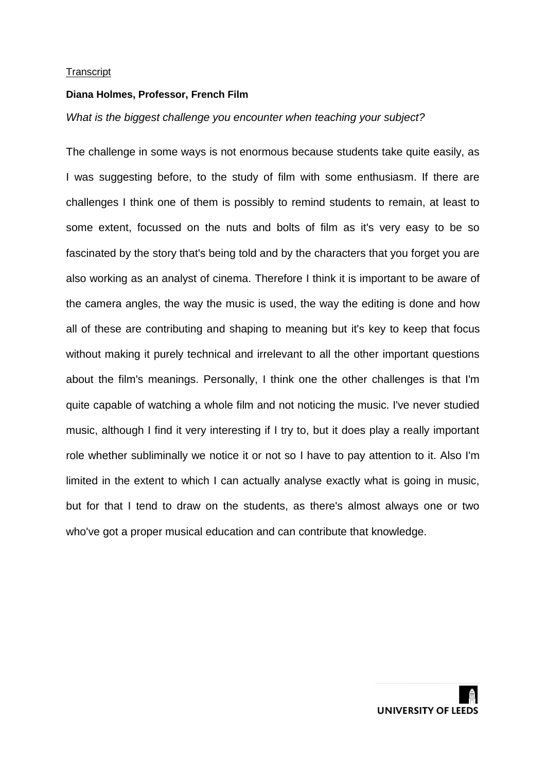Transcript

**Diana Holmes, Professor, French Film**

*What is the biggest challenge you encounter when teaching your subject?*

The challenge in some ways is not enormous because students take quite easily, as I was suggesting before, to the study of film with some enthusiasm. If there are challenges I think one of them is possibly to remind students to remain, at least to some extent, focussed on the nuts and bolts of film as it's very easy to be so fascinated by the story that's being told and by the characters that you forget you are also working as an analyst of cinema. Therefore I think it is important to be aware of the camera angles, the way the music is used, the way the editing is done and how all of these are contributing and shaping to meaning but it's key to keep that focus without making it purely technical and irrelevant to all the other important questions about the film's meanings. Personally, I think one the other challenges is that I'm quite capable of watching a whole film and not noticing the music. I've never studied music, although I find it very interesting if I try to, but it does play a really important role whether subliminally we notice it or not so I have to pay attention to it. Also I'm limited in the extent to which I can actually analyse exactly what is going in music, but for that I tend to draw on the students, as there's almost always one or two who've got a proper musical education and can contribute that knowledge.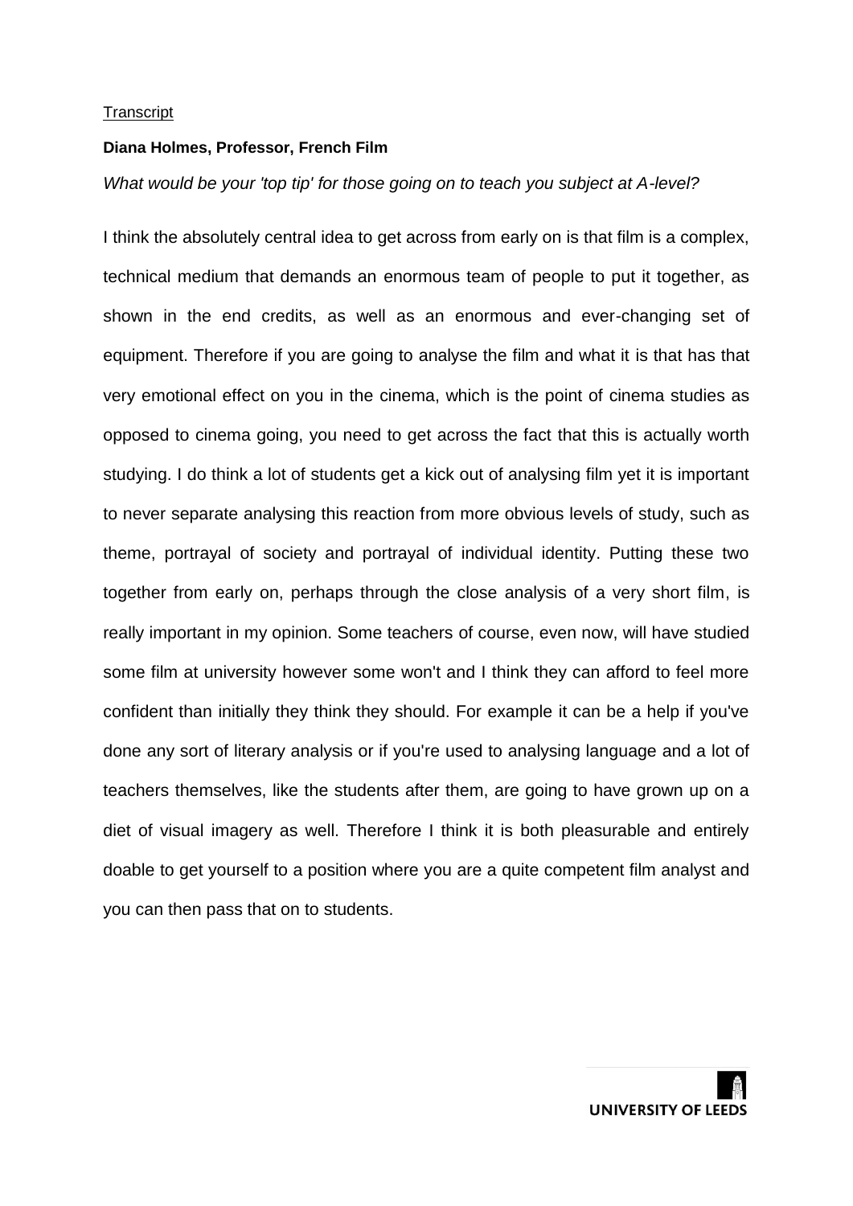Transcript

**Diana Holmes, Professor, French Film**

*What would be your 'top tip' for those going on to teach you subject at A-level?*

I think the absolutely central idea to get across from early on is that film is a complex, technical medium that demands an enormous team of people to put it together, as shown in the end credits, as well as an enormous and ever-changing set of equipment. Therefore if you are going to analyse the film and what it is that has that very emotional effect on you in the cinema, which is the point of cinema studies as opposed to cinema going, you need to get across the fact that this is actually worth studying. I do think a lot of students get a kick out of analysing film yet it is important to never separate analysing this reaction from more obvious levels of study, such as theme, portrayal of society and portrayal of individual identity. Putting these two together from early on, perhaps through the close analysis of a very short film, is really important in my opinion. Some teachers of course, even now, will have studied some film at university however some won't and I think they can afford to feel more confident than initially they think they should. For example it can be a help if you've done any sort of literary analysis or if you're used to analysing language and a lot of teachers themselves, like the students after them, are going to have grown up on a diet of visual imagery as well. Therefore I think it is both pleasurable and entirely doable to get yourself to a position where you are a quite competent film analyst and you can then pass that on to students.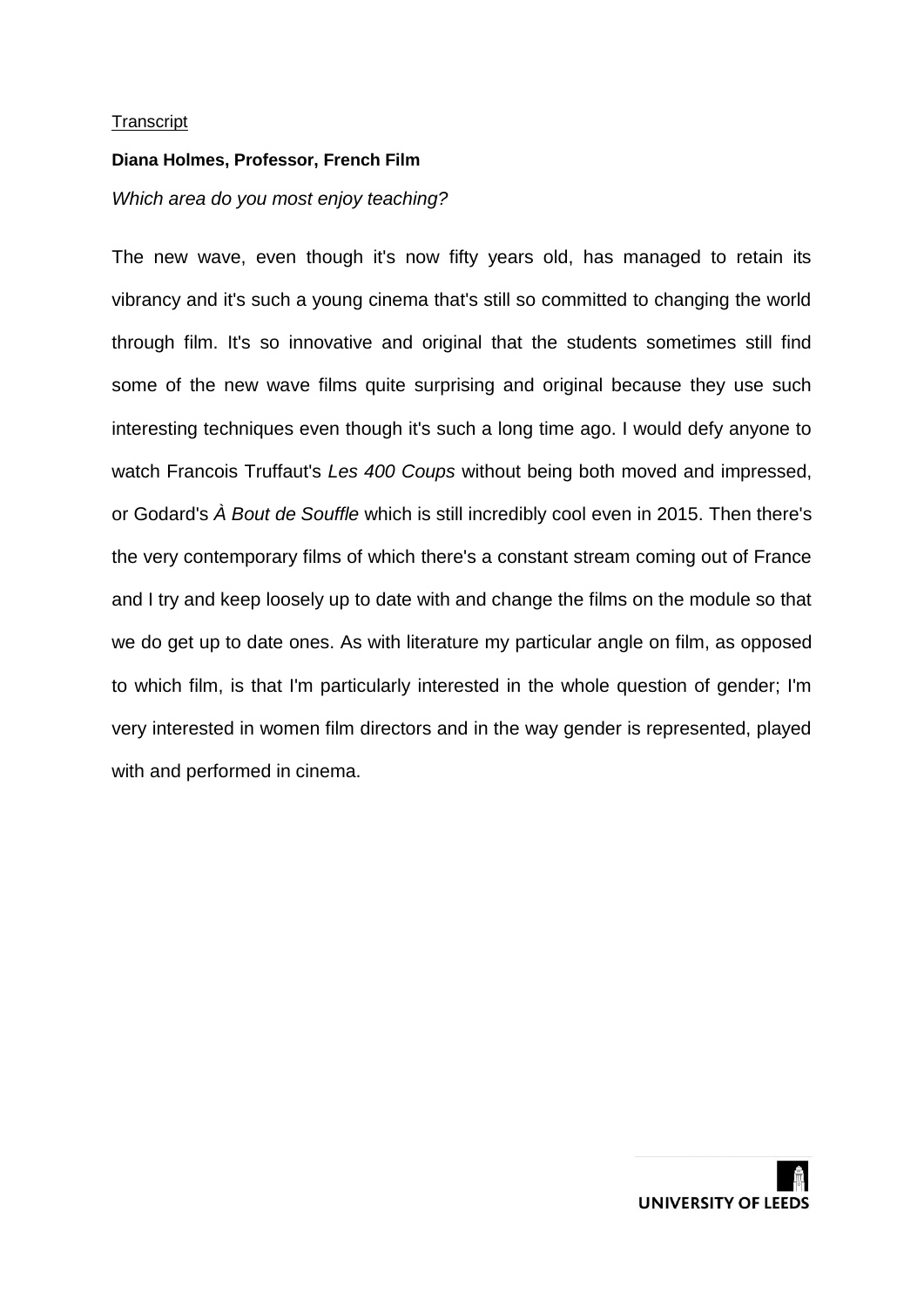Transcript

**Diana Holmes, Professor, French Film**

*Which area do you most enjoy teaching?*

The new wave, even though it's now fifty years old, has managed to retain its vibrancy and it's such a young cinema that's still so committed to changing the world through film. It's so innovative and original that the students sometimes still find some of the new wave films quite surprising and original because they use such interesting techniques even though it's such a long time ago. I would defy anyone to watch Francois Truffaut's *Les 400 Coups* without being both moved and impressed, or Godard's *À Bout de Souffle* which is still incredibly cool even in 2015. Then there's the very contemporary films of which there's a constant stream coming out of France and I try and keep loosely up to date with and change the films on the module so that we do get up to date ones. As with literature my particular angle on film, as opposed to which film, is that I'm particularly interested in the whole question of gender; I'm very interested in women film directors and in the way gender is represented, played with and performed in cinema.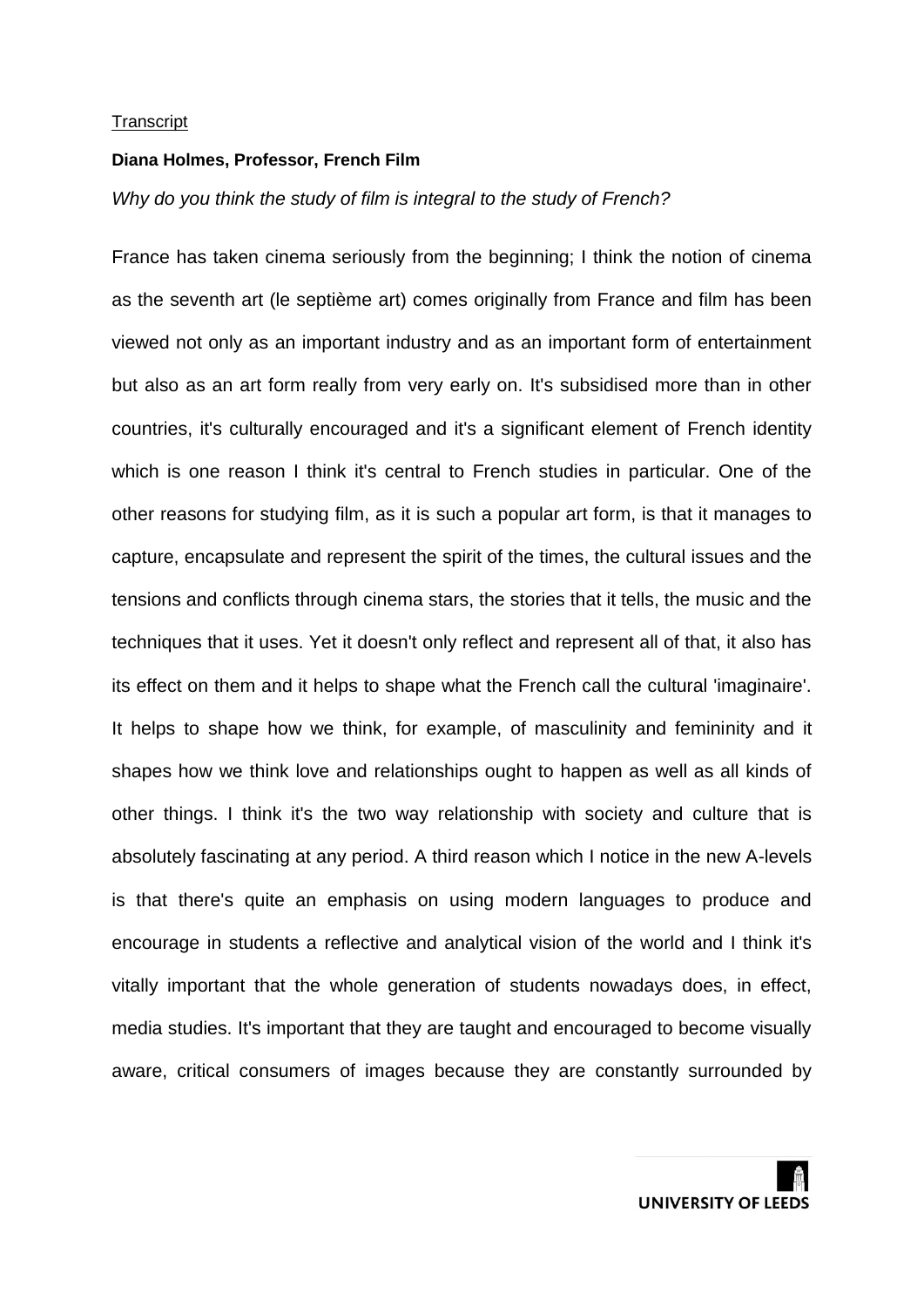Transcript

**Diana Holmes, Professor, French Film**

*Why do you think the study of film is integral to the study of French?*

France has taken cinema seriously from the beginning; I think the notion of cinema as the seventh art (le septième art) comes originally from France and film has been viewed not only as an important industry and as an important form of entertainment but also as an art form really from very early on. It's subsidised more than in other countries, it's culturally encouraged and it's a significant element of French identity which is one reason I think it's central to French studies in particular. One of the other reasons for studying film, as it is such a popular art form, is that it manages to capture, encapsulate and represent the spirit of the times, the cultural issues and the tensions and conflicts through cinema stars, the stories that it tells, the music and the techniques that it uses. Yet it doesn't only reflect and represent all of that, it also has its effect on them and it helps to shape what the French call the cultural 'imaginaire'. It helps to shape how we think, for example, of masculinity and femininity and it shapes how we think love and relationships ought to happen as well as all kinds of other things. I think it's the two way relationship with society and culture that is absolutely fascinating at any period. A third reason which I notice in the new A-levels is that there's quite an emphasis on using modern languages to produce and encourage in students a reflective and analytical vision of the world and I think it's vitally important that the whole generation of students nowadays does, in effect, media studies. It's important that they are taught and encouraged to become visually aware, critical consumers of images because they are constantly surrounded by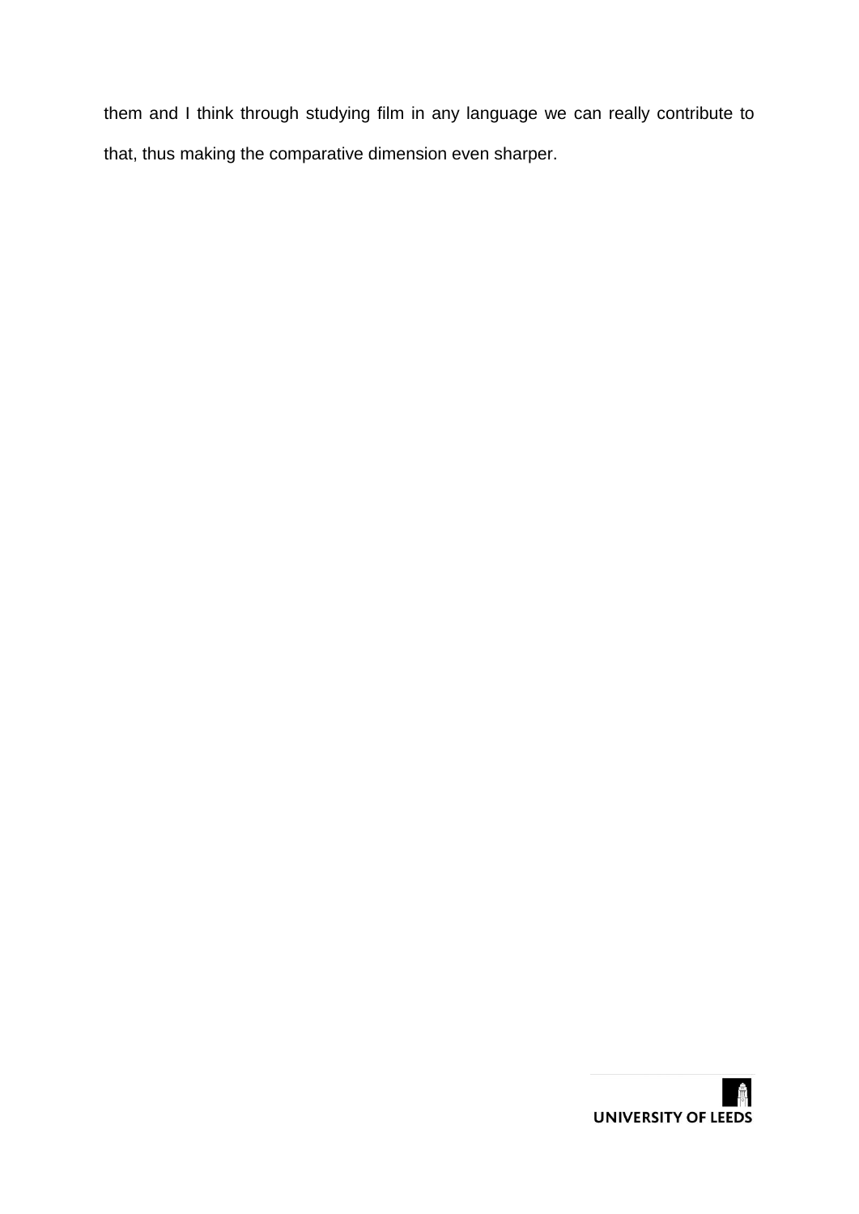them and I think through studying film in any language we can really contribute to that, thus making the comparative dimension even sharper.